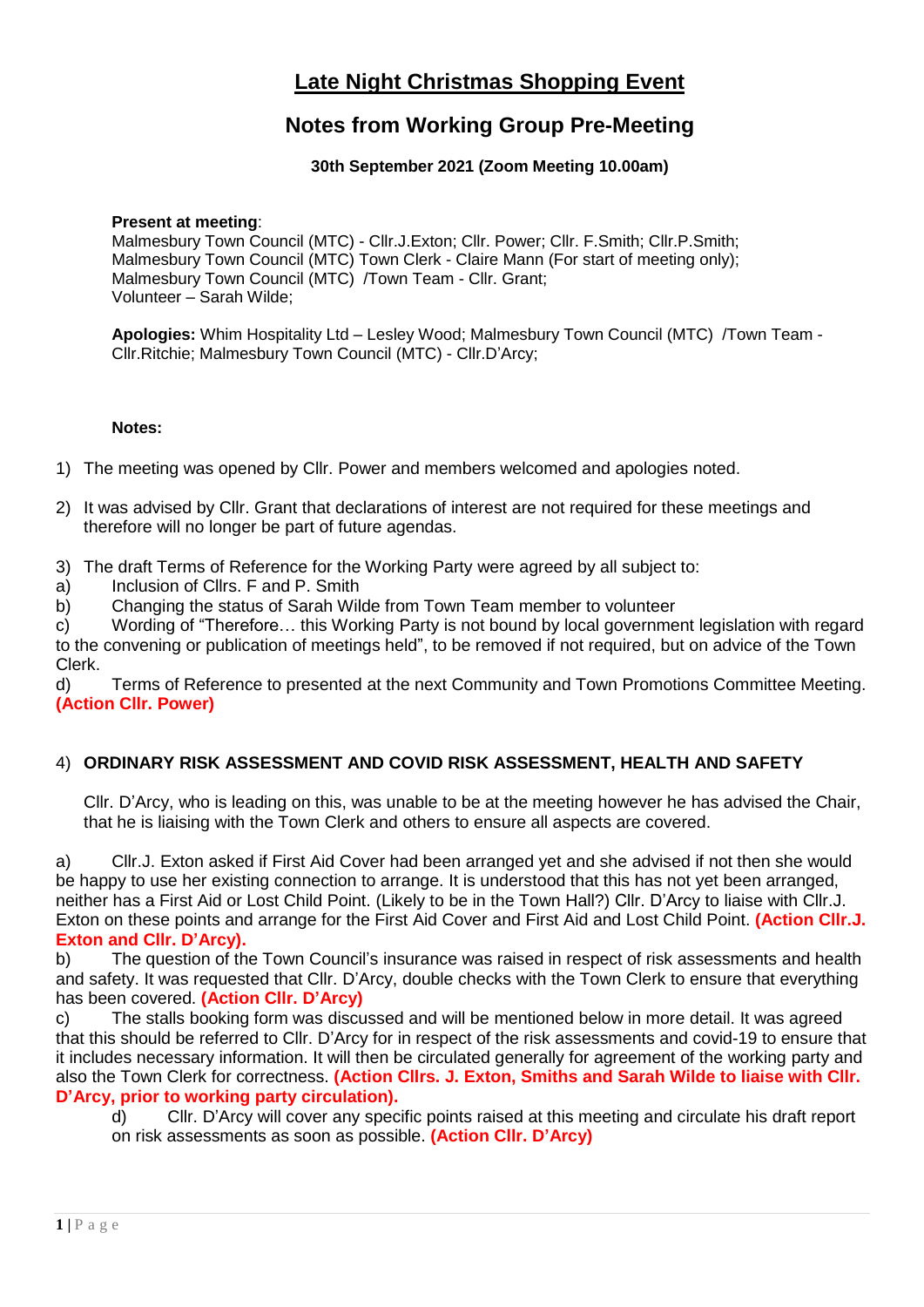# Late Night Christmas Shopping Event

## Notes from Working Group Pre-Meeting

**30th September 2021 (Zoom Meeting 10.00am)**

**Present at meeting**:
Malmesbury Town Council (MTC) - Cllr.J.Exton; Cllr. Power; Cllr. F.Smith; Cllr.P.Smith;
Malmesbury Town Council (MTC) Town Clerk - Claire Mann (For start of meeting only);
Malmesbury Town Council (MTC) /Town Team - Cllr. Grant;
Volunteer – Sarah Wilde;

**Apologies:** Whim Hospitality Ltd – Lesley Wood; Malmesbury Town Council (MTC) /Town Team - Cllr.Ritchie; Malmesbury Town Council (MTC) - Cllr.D'Arcy;

**Notes:**

1) The meeting was opened by Cllr. Power and members welcomed and apologies noted.

2) It was advised by Cllr. Grant that declarations of interest are not required for these meetings and therefore will no longer be part of future agendas.

3) The draft Terms of Reference for the Working Party were agreed by all subject to:

a) Inclusion of Cllrs. F and P. Smith

b) Changing the status of Sarah Wilde from Town Team member to volunteer

c) Wording of "Therefore… this Working Party is not bound by local government legislation with regard to the convening or publication of meetings held", to be removed if not required, but on advice of the Town Clerk.

d) Terms of Reference to presented at the next Community and Town Promotions Committee Meeting. **(Action Cllr. Power)**

4) **ORDINARY RISK ASSESSMENT AND COVID RISK ASSESSMENT, HEALTH AND SAFETY**

Cllr. D'Arcy, who is leading on this, was unable to be at the meeting however he has advised the Chair, that he is liaising with the Town Clerk and others to ensure all aspects are covered.

a) Cllr.J. Exton asked if First Aid Cover had been arranged yet and she advised if not then she would be happy to use her existing connection to arrange. It is understood that this has not yet been arranged, neither has a First Aid or Lost Child Point. (Likely to be in the Town Hall?) Cllr. D'Arcy to liaise with Cllr.J. Exton on these points and arrange for the First Aid Cover and First Aid and Lost Child Point. **(Action Cllr.J. Exton and Cllr. D'Arcy).**

b) The question of the Town Council's insurance was raised in respect of risk assessments and health and safety. It was requested that Cllr. D'Arcy, double checks with the Town Clerk to ensure that everything has been covered. **(Action Cllr. D'Arcy)**

c) The stalls booking form was discussed and will be mentioned below in more detail. It was agreed that this should be referred to Cllr. D'Arcy for in respect of the risk assessments and covid-19 to ensure that it includes necessary information. It will then be circulated generally for agreement of the working party and also the Town Clerk for correctness. **(Action Cllrs. J. Exton, Smiths and Sarah Wilde to liaise with Cllr. D'Arcy, prior to working party circulation).**

d) Cllr. D'Arcy will cover any specific points raised at this meeting and circulate his draft report on risk assessments as soon as possible. **(Action Cllr. D'Arcy)**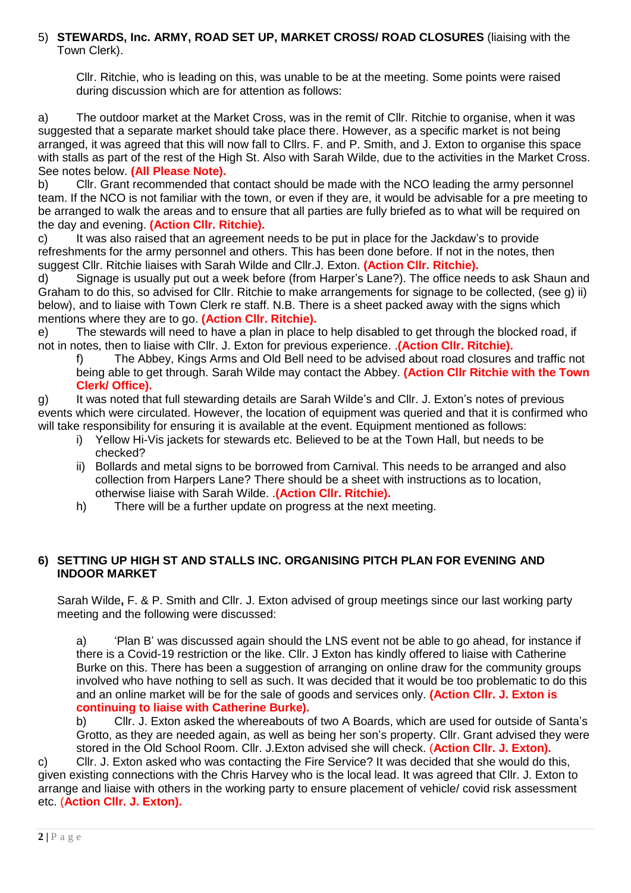5) **STEWARDS, Inc. ARMY, ROAD SET UP, MARKET CROSS/ ROAD CLOSURES** (liaising with the Town Clerk).

Cllr. Ritchie, who is leading on this, was unable to be at the meeting. Some points were raised during discussion which are for attention as follows:

a) The outdoor market at the Market Cross, was in the remit of Cllr. Ritchie to organise, when it was suggested that a separate market should take place there. However, as a specific market is not being arranged, it was agreed that this will now fall to Cllrs. F. and P. Smith, and J. Exton to organise this space with stalls as part of the rest of the High St. Also with Sarah Wilde, due to the activities in the Market Cross. See notes below. **(All Please Note).**

b) Cllr. Grant recommended that contact should be made with the NCO leading the army personnel team. If the NCO is not familiar with the town, or even if they are, it would be advisable for a pre meeting to be arranged to walk the areas and to ensure that all parties are fully briefed as to what will be required on the day and evening. **(Action Cllr. Ritchie).**

c) It was also raised that an agreement needs to be put in place for the Jackdaw's to provide refreshments for the army personnel and others. This has been done before. If not in the notes, then suggest Cllr. Ritchie liaises with Sarah Wilde and Cllr.J. Exton. **(Action Cllr. Ritchie).**

d) Signage is usually put out a week before (from Harper's Lane?). The office needs to ask Shaun and Graham to do this, so advised for Cllr. Ritchie to make arrangements for signage to be collected, (see g) ii) below), and to liaise with Town Clerk re staff. N.B. There is a sheet packed away with the signs which mentions where they are to go. **(Action Cllr. Ritchie).**

e) The stewards will need to have a plan in place to help disabled to get through the blocked road, if not in notes, then to liaise with Cllr. J. Exton for previous experience. .**(Action Cllr. Ritchie).**

f) The Abbey, Kings Arms and Old Bell need to be advised about road closures and traffic not being able to get through. Sarah Wilde may contact the Abbey. **(Action Cllr Ritchie with the Town Clerk/ Office).**

g) It was noted that full stewarding details are Sarah Wilde's and Cllr. J. Exton's notes of previous events which were circulated. However, the location of equipment was queried and that it is confirmed who will take responsibility for ensuring it is available at the event. Equipment mentioned as follows:

i) Yellow Hi-Vis jackets for stewards etc. Believed to be at the Town Hall, but needs to be checked?

ii) Bollards and metal signs to be borrowed from Carnival. This needs to be arranged and also collection from Harpers Lane? There should be a sheet with instructions as to location, otherwise liaise with Sarah Wilde. .**(Action Cllr. Ritchie).**

h) There will be a further update on progress at the next meeting.

**6) SETTING UP HIGH ST AND STALLS INC. ORGANISING PITCH PLAN FOR EVENING AND INDOOR MARKET**

Sarah Wilde**,** F. & P. Smith and Cllr. J. Exton advised of group meetings since our last working party meeting and the following were discussed:

a) 'Plan B' was discussed again should the LNS event not be able to go ahead, for instance if there is a Covid-19 restriction or the like. Cllr. J Exton has kindly offered to liaise with Catherine Burke on this. There has been a suggestion of arranging on online draw for the community groups involved who have nothing to sell as such. It was decided that it would be too problematic to do this and an online market will be for the sale of goods and services only. **(Action Cllr. J. Exton is continuing to liaise with Catherine Burke).**

b) Cllr. J. Exton asked the whereabouts of two A Boards, which are used for outside of Santa's Grotto, as they are needed again, as well as being her son's property. Cllr. Grant advised they were stored in the Old School Room. Cllr. J.Exton advised she will check. (**Action Cllr. J. Exton).**

c) Cllr. J. Exton asked who was contacting the Fire Service? It was decided that she would do this, given existing connections with the Chris Harvey who is the local lead. It was agreed that Cllr. J. Exton to arrange and liaise with others in the working party to ensure placement of vehicle/ covid risk assessment etc. (**Action Cllr. J. Exton).**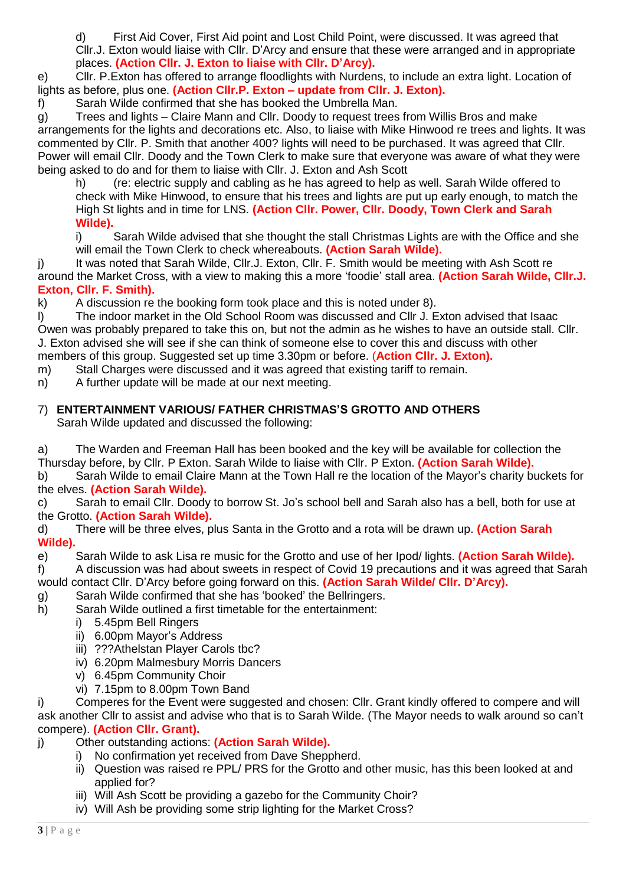d) First Aid Cover, First Aid point and Lost Child Point, were discussed. It was agreed that Cllr.J. Exton would liaise with Cllr. D'Arcy and ensure that these were arranged and in appropriate places. **(Action Cllr. J. Exton to liaise with Cllr. D'Arcy).**

e) Cllr. P.Exton has offered to arrange floodlights with Nurdens, to include an extra light. Location of lights as before, plus one. **(Action Cllr.P. Exton – update from Cllr. J. Exton).**

f) Sarah Wilde confirmed that she has booked the Umbrella Man.

g) Trees and lights – Claire Mann and Cllr. Doody to request trees from Willis Bros and make arrangements for the lights and decorations etc. Also, to liaise with Mike Hinwood re trees and lights. It was commented by Cllr. P. Smith that another 400? lights will need to be purchased. It was agreed that Cllr. Power will email Cllr. Doody and the Town Clerk to make sure that everyone was aware of what they were being asked to do and for them to liaise with Cllr. J. Exton and Ash Scott

h) (re: electric supply and cabling as he has agreed to help as well. Sarah Wilde offered to check with Mike Hinwood, to ensure that his trees and lights are put up early enough, to match the High St lights and in time for LNS. **(Action Cllr. Power, Cllr. Doody, Town Clerk and Sarah Wilde).**

i) Sarah Wilde advised that she thought the stall Christmas Lights are with the Office and she will email the Town Clerk to check whereabouts. **(Action Sarah Wilde).**

j) It was noted that Sarah Wilde, Cllr.J. Exton, Cllr. F. Smith would be meeting with Ash Scott re around the Market Cross, with a view to making this a more 'foodie' stall area. **(Action Sarah Wilde, Cllr.J. Exton, Cllr. F. Smith).**

k) A discussion re the booking form took place and this is noted under 8).

l) The indoor market in the Old School Room was discussed and Cllr J. Exton advised that Isaac Owen was probably prepared to take this on, but not the admin as he wishes to have an outside stall. Cllr. J. Exton advised she will see if she can think of someone else to cover this and discuss with other members of this group. Suggested set up time 3.30pm or before. (**Action Cllr. J. Exton).**

m) Stall Charges were discussed and it was agreed that existing tariff to remain.

n) A further update will be made at our next meeting.

## 7) ENTERTAINMENT VARIOUS/ FATHER CHRISTMAS'S GROTTO AND OTHERS

Sarah Wilde updated and discussed the following:

a) The Warden and Freeman Hall has been booked and the key will be available for collection the Thursday before, by Cllr. P Exton. Sarah Wilde to liaise with Cllr. P Exton. **(Action Sarah Wilde).**

b) Sarah Wilde to email Claire Mann at the Town Hall re the location of the Mayor's charity buckets for the elves. **(Action Sarah Wilde).**

c) Sarah to email Cllr. Doody to borrow St. Jo's school bell and Sarah also has a bell, both for use at the Grotto. **(Action Sarah Wilde).**

d) There will be three elves, plus Santa in the Grotto and a rota will be drawn up. **(Action Sarah Wilde).**

e) Sarah Wilde to ask Lisa re music for the Grotto and use of her Ipod/ lights. **(Action Sarah Wilde).**

f) A discussion was had about sweets in respect of Covid 19 precautions and it was agreed that Sarah would contact Cllr. D'Arcy before going forward on this. **(Action Sarah Wilde/ Cllr. D'Arcy).**

g) Sarah Wilde confirmed that she has 'booked' the Bellringers.

h) Sarah Wilde outlined a first timetable for the entertainment:
   i) 5.45pm Bell Ringers
   ii) 6.00pm Mayor's Address
   iii) ???Athelstan Player Carols tbc?
   iv) 6.20pm Malmesbury Morris Dancers
   v) 6.45pm Community Choir
   vi) 7.15pm to 8.00pm Town Band

i) Comperes for the Event were suggested and chosen: Cllr. Grant kindly offered to compere and will ask another Cllr to assist and advise who that is to Sarah Wilde. (The Mayor needs to walk around so can't compere). **(Action Cllr. Grant).**

j) Other outstanding actions: **(Action Sarah Wilde).**
   i) No confirmation yet received from Dave Sheppherd.
   ii) Question was raised re PPL/ PRS for the Grotto and other music, has this been looked at and applied for?
   iii) Will Ash Scott be providing a gazebo for the Community Choir?
   iv) Will Ash be providing some strip lighting for the Market Cross?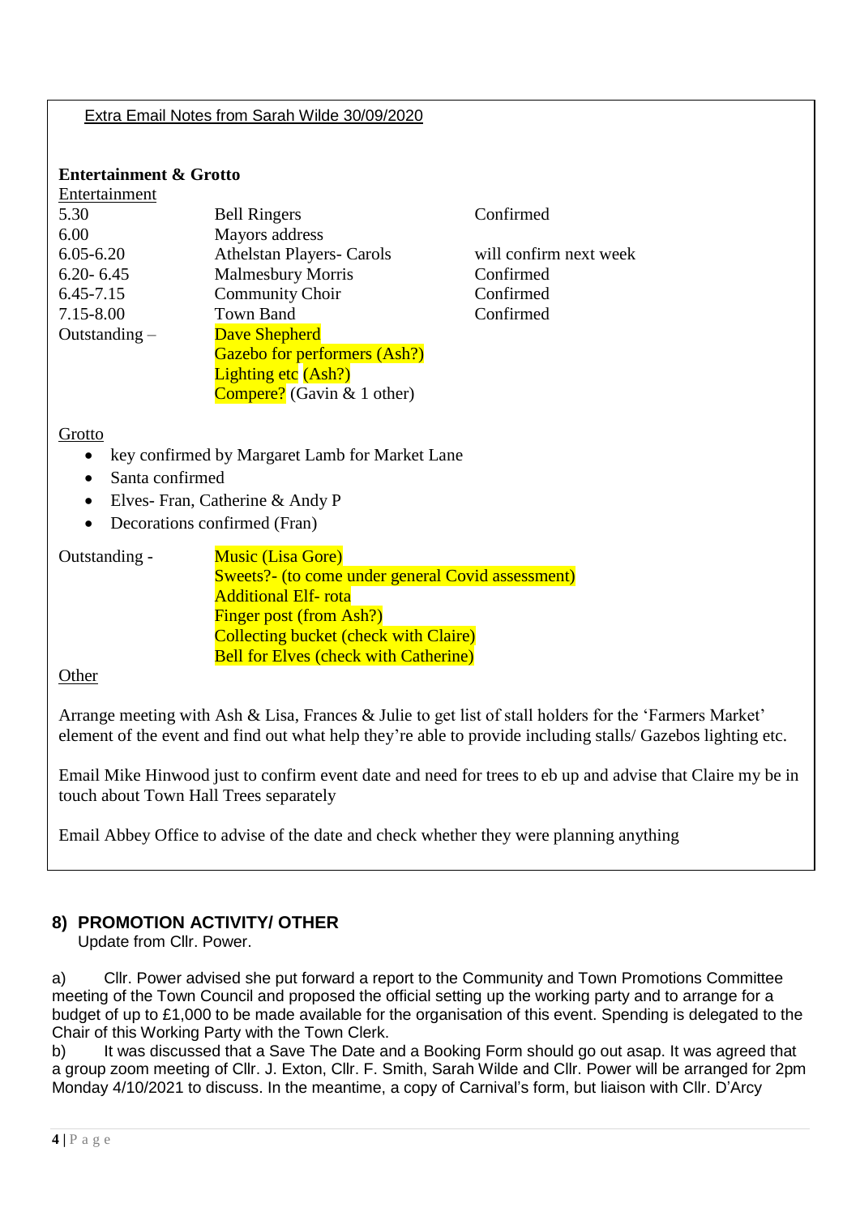Extra Email Notes from Sarah Wilde 30/09/2020

**Entertainment & Grotto**

Entertainment

| | | |
|---|---|---|
| 5.30 | Bell Ringers | Confirmed |
| 6.00 | Mayors address | |
| 6.05-6.20 | Athelstan Players- Carols | will confirm next week |
| 6.20- 6.45 | Malmesbury Morris | Confirmed |
| 6.45-7.15 | Community Choir | Confirmed |
| 7.15-8.00 | Town Band | Confirmed |
| Outstanding – | Dave Shepherd | |
| | Gazebo for performers (Ash?) | |
| | Lighting etc (Ash?) | |
| | Compere? (Gavin & 1 other) | |

Grotto

- key confirmed by Margaret Lamb for Market Lane
- Santa confirmed
- Elves- Fran, Catherine & Andy P
- Decorations confirmed (Fran)

Outstanding -
Music (Lisa Gore)
Sweets?- (to come under general Covid assessment)
Additional Elf- rota
Finger post (from Ash?)
Collecting bucket (check with Claire)
Bell for Elves (check with Catherine)

Other

Arrange meeting with Ash & Lisa, Frances & Julie to get list of stall holders for the 'Farmers Market' element of the event and find out what help they're able to provide including stalls/ Gazebos lighting etc.

Email Mike Hinwood just to confirm event date and need for trees to eb up and advise that Claire my be in touch about Town Hall Trees separately

Email Abbey Office to advise of the date and check whether they were planning anything

## 8) PROMOTION ACTIVITY/ OTHER

Update from Cllr. Power.

a) Cllr. Power advised she put forward a report to the Community and Town Promotions Committee meeting of the Town Council and proposed the official setting up the working party and to arrange for a budget of up to £1,000 to be made available for the organisation of this event. Spending is delegated to the Chair of this Working Party with the Town Clerk.

b) It was discussed that a Save The Date and a Booking Form should go out asap. It was agreed that a group zoom meeting of Cllr. J. Exton, Cllr. F. Smith, Sarah Wilde and Cllr. Power will be arranged for 2pm Monday 4/10/2021 to discuss. In the meantime, a copy of Carnival's form, but liaison with Cllr. D'Arcy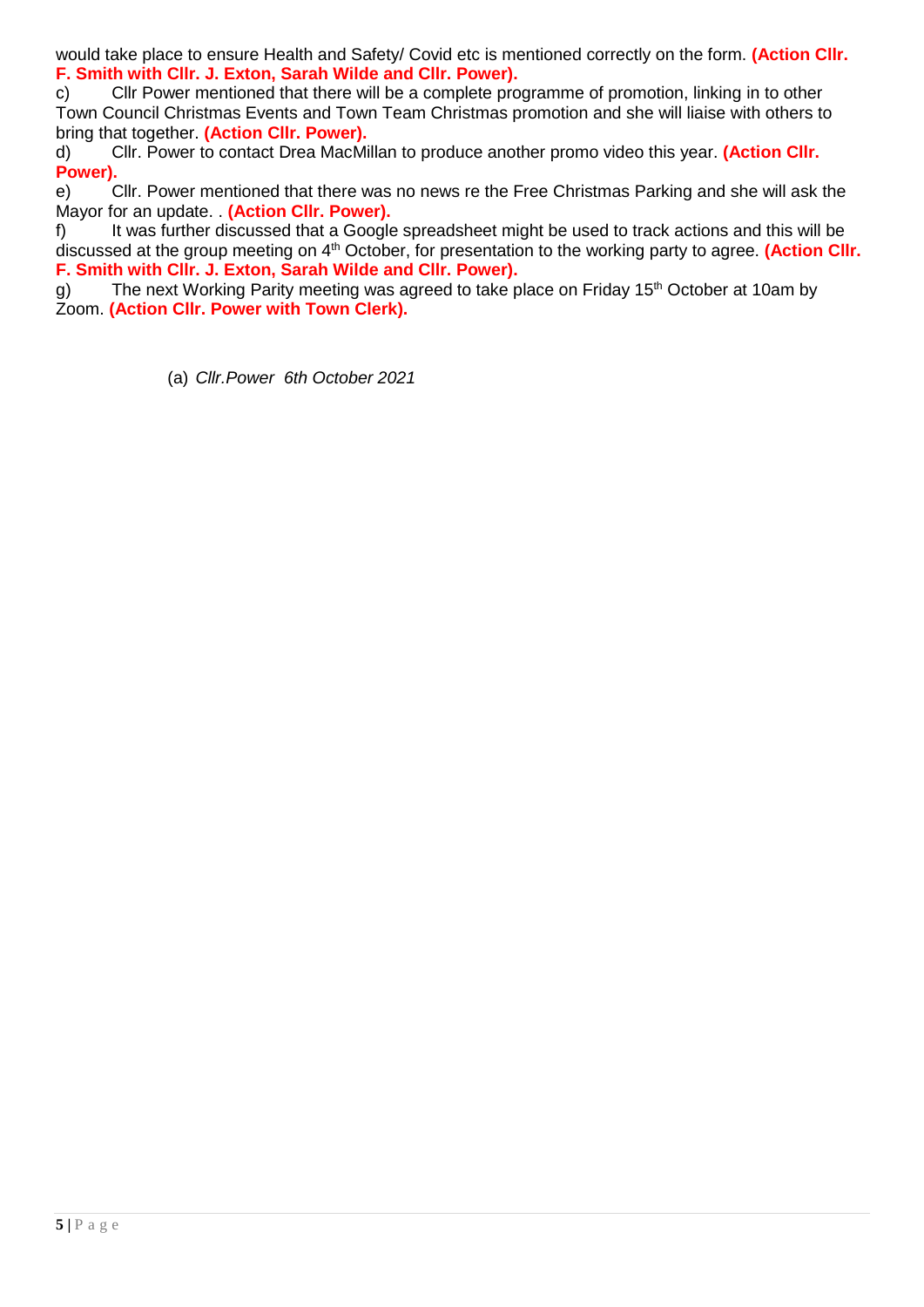would take place to ensure Health and Safety/ Covid etc is mentioned correctly on the form. **(Action Cllr. F. Smith with Cllr. J. Exton, Sarah Wilde and Cllr. Power).**

c) Cllr Power mentioned that there will be a complete programme of promotion, linking in to other Town Council Christmas Events and Town Team Christmas promotion and she will liaise with others to bring that together. **(Action Cllr. Power).**

d) Cllr. Power to contact Drea MacMillan to produce another promo video this year. **(Action Cllr. Power).**

e) Cllr. Power mentioned that there was no news re the Free Christmas Parking and she will ask the Mayor for an update. . **(Action Cllr. Power).**

f) It was further discussed that a Google spreadsheet might be used to track actions and this will be discussed at the group meeting on 4th October, for presentation to the working party to agree. **(Action Cllr. F. Smith with Cllr. J. Exton, Sarah Wilde and Cllr. Power).**

g) The next Working Parity meeting was agreed to take place on Friday 15th October at 10am by Zoom. **(Action Cllr. Power with Town Clerk).**

(a) *Cllr.Power 6th October 2021*